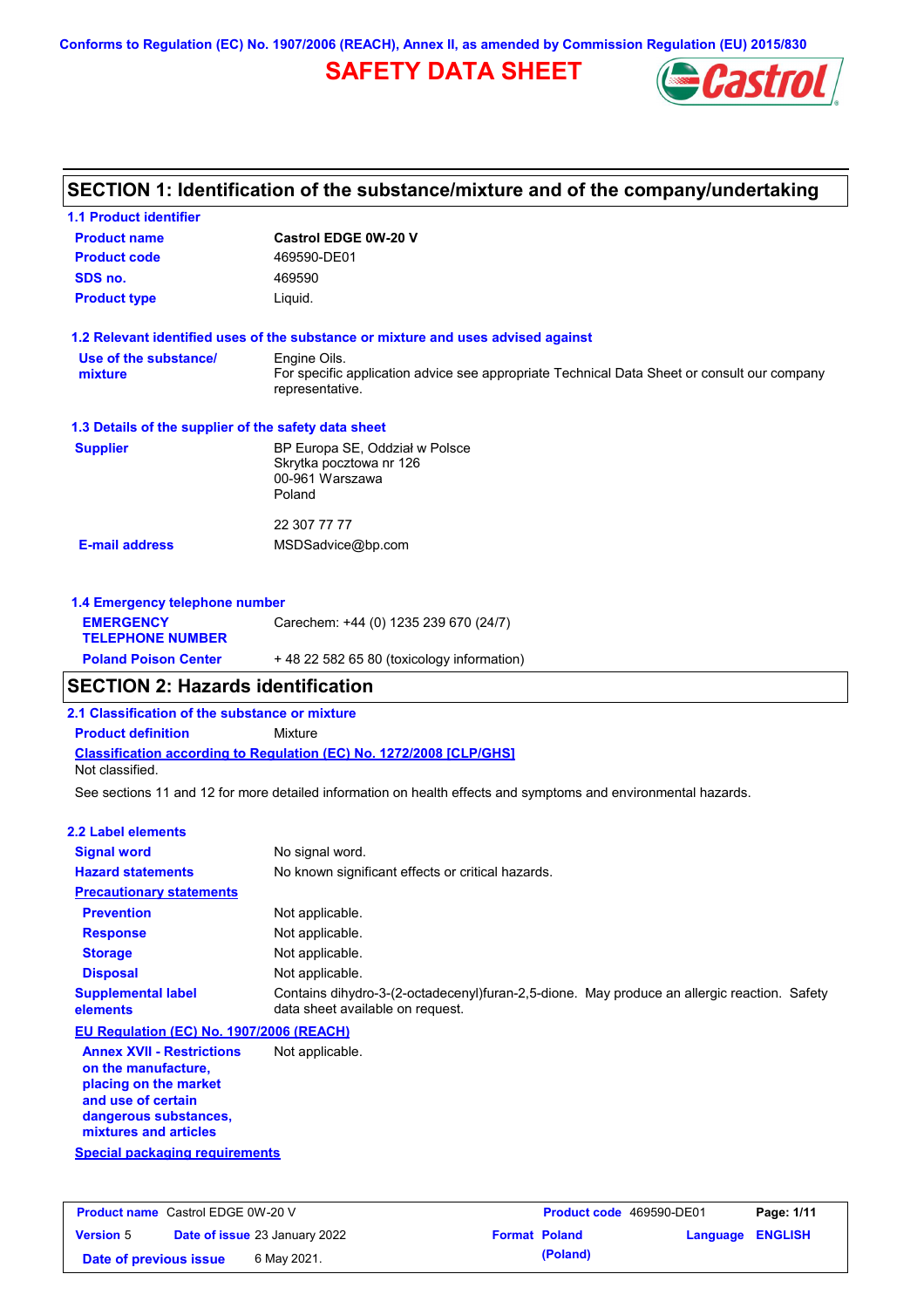Conforms to Regulation (EC) No. 1907/2006 (REACH), Annex II, as amended by Commission Regulation (EU) 2015/830

# SAFETY DATA SHEET

## SECTION 1: Identification of the substance/mixture and of the company/undertaking

### 1.1 Product identifier

| | |
|---|---|
| **Product name** | **Castrol EDGE 0W-20 V** |
| **Product code** | 469590-DE01 |
| **SDS no.** | 469590 |
| **Product type** | Liquid. |

### 1.2 Relevant identified uses of the substance or mixture and uses advised against

| | |
|---|---|
| **Use of the substance/ mixture** | Engine Oils. For specific application advice see appropriate Technical Data Sheet or consult our company representative. |

### 1.3 Details of the supplier of the safety data sheet

| | |
|---|---|
| **Supplier** | BP Europa SE, Oddział w Polsce<br>Skrytka pocztowa nr 126<br>00-961 Warszawa<br>Poland<br><br>22 307 77 77 |
| **E-mail address** | MSDSadvice@bp.com |

### 1.4 Emergency telephone number

| | |
|---|---|
| **EMERGENCY TELEPHONE NUMBER** | Carechem: +44 (0) 1235 239 670 (24/7) |
| **Poland Poison Center** | + 48 22 582 65 80 (toxicology information) |

## SECTION 2: Hazards identification

### 2.1 Classification of the substance or mixture

**Product definition** Mixture

**Classification according to Regulation (EC) No. 1272/2008 [CLP/GHS]**

Not classified.

See sections 11 and 12 for more detailed information on health effects and symptoms and environmental hazards.

### 2.2 Label elements

| | |
|---|---|
| **Signal word** | No signal word. |
| **Hazard statements** | No known significant effects or critical hazards. |
| **Precautionary statements** | |
| **Prevention** | Not applicable. |
| **Response** | Not applicable. |
| **Storage** | Not applicable. |
| **Disposal** | Not applicable. |
| **Supplemental label elements** | Contains dihydro-3-(2-octadecenyl)furan-2,5-dione. May produce an allergic reaction. Safety data sheet available on request. |

**EU Regulation (EC) No. 1907/2006 (REACH)**

| | |
|---|---|
| **Annex XVII - Restrictions on the manufacture, placing on the market and use of certain dangerous substances, mixtures and articles** | Not applicable. |

**Special packaging requirements**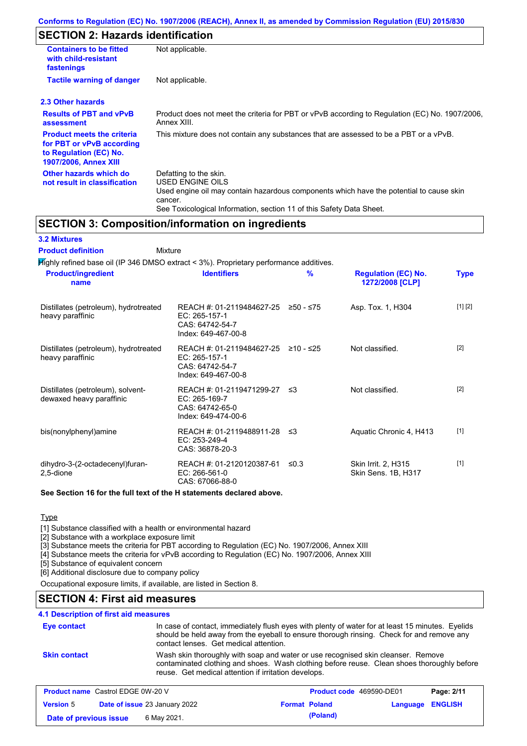Conforms to Regulation (EC) No. 1907/2006 (REACH), Annex II, as amended by Commission Regulation (EU) 2015/830

## SECTION 2: Hazards identification

| | |
|---|---|
| **Containers to be fitted with child-resistant fastenings** | Not applicable. |
| **Tactile warning of danger** | Not applicable. |

### 2.3 Other hazards

| | |
|---|---|
| **Results of PBT and vPvB assessment** | Product does not meet the criteria for PBT or vPvB according to Regulation (EC) No. 1907/2006, Annex XIII. |
| **Product meets the criteria for PBT or vPvB according to Regulation (EC) No. 1907/2006, Annex XIII** | This mixture does not contain any substances that are assessed to be a PBT or a vPvB. |
| **Other hazards which do not result in classification** | Defatting to the skin. USED ENGINE OILS Used engine oil may contain hazardous components which have the potential to cause skin cancer. See Toxicological Information, section 11 of this Safety Data Sheet. |

## SECTION 3: Composition/information on ingredients

### 3.2 Mixtures

**Product definition** Mixture

Highly refined base oil (IP 346 DMSO extract < 3%). Proprietary performance additives.

| Product/ingredient name | Identifiers | % | Regulation (EC) No. 1272/2008 [CLP] | Type |
|---|---|---|---|---|
| Distillates (petroleum), hydrotreated heavy paraffinic | REACH #: 01-2119484627-25<br>EC: 265-157-1<br>CAS: 64742-54-7<br>Index: 649-467-00-8 | ≥50 - ≤75 | Asp. Tox. 1, H304 | [1] [2] |
| Distillates (petroleum), hydrotreated heavy paraffinic | REACH #: 01-2119484627-25<br>EC: 265-157-1<br>CAS: 64742-54-7<br>Index: 649-467-00-8 | ≥10 - ≤25 | Not classified. | [2] |
| Distillates (petroleum), solvent-dewaxed heavy paraffinic | REACH #: 01-2119471299-27<br>EC: 265-169-7<br>CAS: 64742-65-0<br>Index: 649-474-00-6 | ≤3 | Not classified. | [2] |
| bis(nonylphenyl)amine | REACH #: 01-2119488911-28<br>EC: 253-249-4<br>CAS: 36878-20-3 | ≤3 | Aquatic Chronic 4, H413 | [1] |
| dihydro-3-(2-octadecenyl)furan-2,5-dione | REACH #: 01-2120120387-61<br>EC: 266-561-0<br>CAS: 67066-88-0 | ≤0.3 | Skin Irrit. 2, H315<br>Skin Sens. 1B, H317 | [1] |

**See Section 16 for the full text of the H statements declared above.**

Type

[1] Substance classified with a health or environmental hazard
[2] Substance with a workplace exposure limit
[3] Substance meets the criteria for PBT according to Regulation (EC) No. 1907/2006, Annex XIII
[4] Substance meets the criteria for vPvB according to Regulation (EC) No. 1907/2006, Annex XIII
[5] Substance of equivalent concern
[6] Additional disclosure due to company policy

Occupational exposure limits, if available, are listed in Section 8.

## SECTION 4: First aid measures

### 4.1 Description of first aid measures

| | |
|---|---|
| **Eye contact** | In case of contact, immediately flush eyes with plenty of water for at least 15 minutes. Eyelids should be held away from the eyeball to ensure thorough rinsing. Check for and remove any contact lenses. Get medical attention. |
| **Skin contact** | Wash skin thoroughly with soap and water or use recognised skin cleanser. Remove contaminated clothing and shoes. Wash clothing before reuse. Clean shoes thoroughly before reuse. Get medical attention if irritation develops. |

| | | | |
|---|---|---|---|
| **Product name** Castrol EDGE 0W-20 V | | **Product code** 469590-DE01 | |
| **Version** 5 | **Date of issue** 23 January 2022 | **Format** Poland (Poland) | **Language** ENGLISH |
| **Date of previous issue** | 6 May 2021. | | |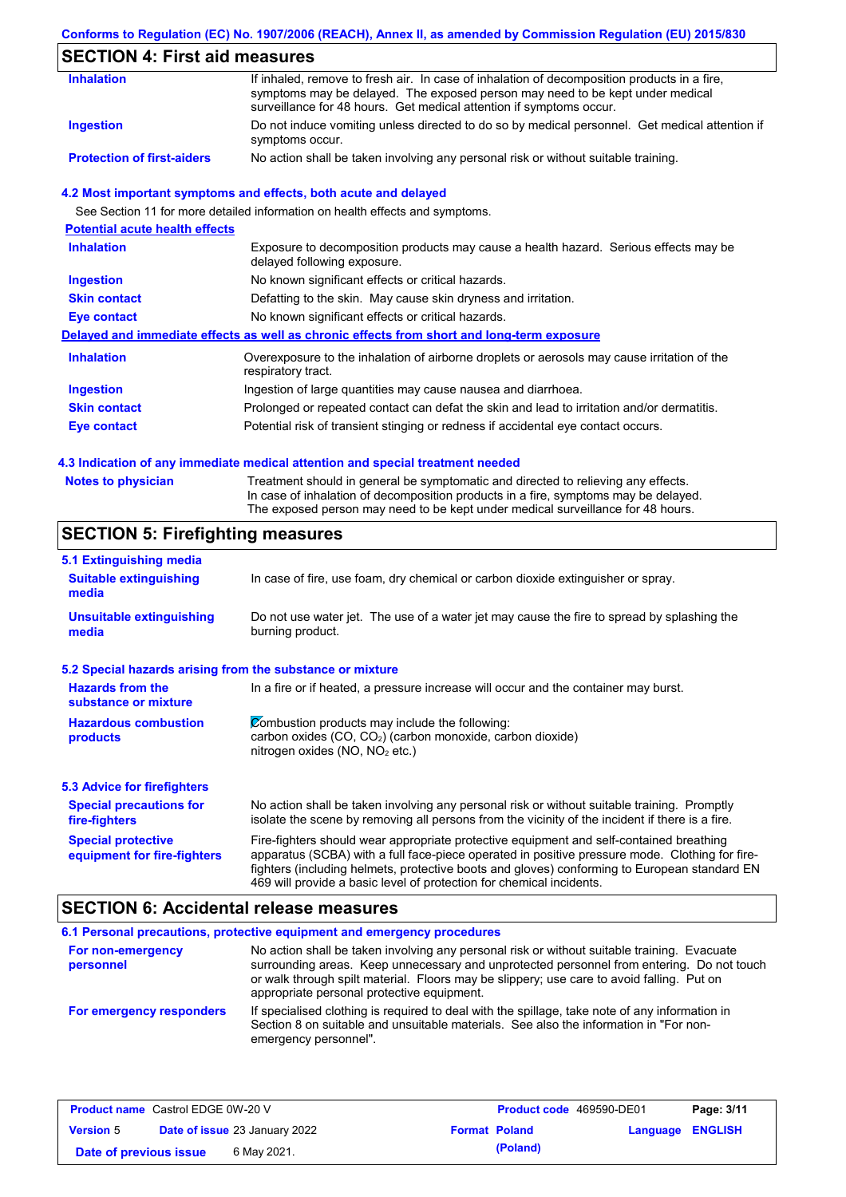## SECTION 4: First aid measures

| | |
|---|---|
| **Inhalation** | If inhaled, remove to fresh air. In case of inhalation of decomposition products in a fire, symptoms may be delayed. The exposed person may need to be kept under medical surveillance for 48 hours. Get medical attention if symptoms occur. |
| **Ingestion** | Do not induce vomiting unless directed to do so by medical personnel. Get medical attention if symptoms occur. |
| **Protection of first-aiders** | No action shall be taken involving any personal risk or without suitable training. |

### 4.2 Most important symptoms and effects, both acute and delayed

See Section 11 for more detailed information on health effects and symptoms.

**Potential acute health effects**

| | |
|---|---|
| **Inhalation** | Exposure to decomposition products may cause a health hazard. Serious effects may be delayed following exposure. |
| **Ingestion** | No known significant effects or critical hazards. |
| **Skin contact** | Defatting to the skin. May cause skin dryness and irritation. |
| **Eye contact** | No known significant effects or critical hazards. |

**Delayed and immediate effects as well as chronic effects from short and long-term exposure**

| | |
|---|---|
| **Inhalation** | Overexposure to the inhalation of airborne droplets or aerosols may cause irritation of the respiratory tract. |
| **Ingestion** | Ingestion of large quantities may cause nausea and diarrhoea. |
| **Skin contact** | Prolonged or repeated contact can defat the skin and lead to irritation and/or dermatitis. |
| **Eye contact** | Potential risk of transient stinging or redness if accidental eye contact occurs. |

### 4.3 Indication of any immediate medical attention and special treatment needed

| | |
|---|---|
| **Notes to physician** | Treatment should in general be symptomatic and directed to relieving any effects. In case of inhalation of decomposition products in a fire, symptoms may be delayed. The exposed person may need to be kept under medical surveillance for 48 hours. |

## SECTION 5: Firefighting measures

### 5.1 Extinguishing media

| | |
|---|---|
| **Suitable extinguishing media** | In case of fire, use foam, dry chemical or carbon dioxide extinguisher or spray. |
| **Unsuitable extinguishing media** | Do not use water jet. The use of a water jet may cause the fire to spread by splashing the burning product. |

### 5.2 Special hazards arising from the substance or mixture

| | |
|---|---|
| **Hazards from the substance or mixture** | In a fire or if heated, a pressure increase will occur and the container may burst. |
| **Hazardous combustion products** | Combustion products may include the following: carbon oxides (CO, $CO_2$) (carbon monoxide, carbon dioxide) nitrogen oxides (NO, $NO_2$ etc.) |

### 5.3 Advice for firefighters

| | |
|---|---|
| **Special precautions for fire-fighters** | No action shall be taken involving any personal risk or without suitable training. Promptly isolate the scene by removing all persons from the vicinity of the incident if there is a fire. |
| **Special protective equipment for fire-fighters** | Fire-fighters should wear appropriate protective equipment and self-contained breathing apparatus (SCBA) with a full face-piece operated in positive pressure mode. Clothing for fire-fighters (including helmets, protective boots and gloves) conforming to European standard EN 469 will provide a basic level of protection for chemical incidents. |

## SECTION 6: Accidental release measures

### 6.1 Personal precautions, protective equipment and emergency procedures

| | |
|---|---|
| **For non-emergency personnel** | No action shall be taken involving any personal risk or without suitable training. Evacuate surrounding areas. Keep unnecessary and unprotected personnel from entering. Do not touch or walk through spilt material. Floors may be slippery; use care to avoid falling. Put on appropriate personal protective equipment. |
| **For emergency responders** | If specialised clothing is required to deal with the spillage, take note of any information in Section 8 on suitable and unsuitable materials. See also the information in "For non-emergency personnel". |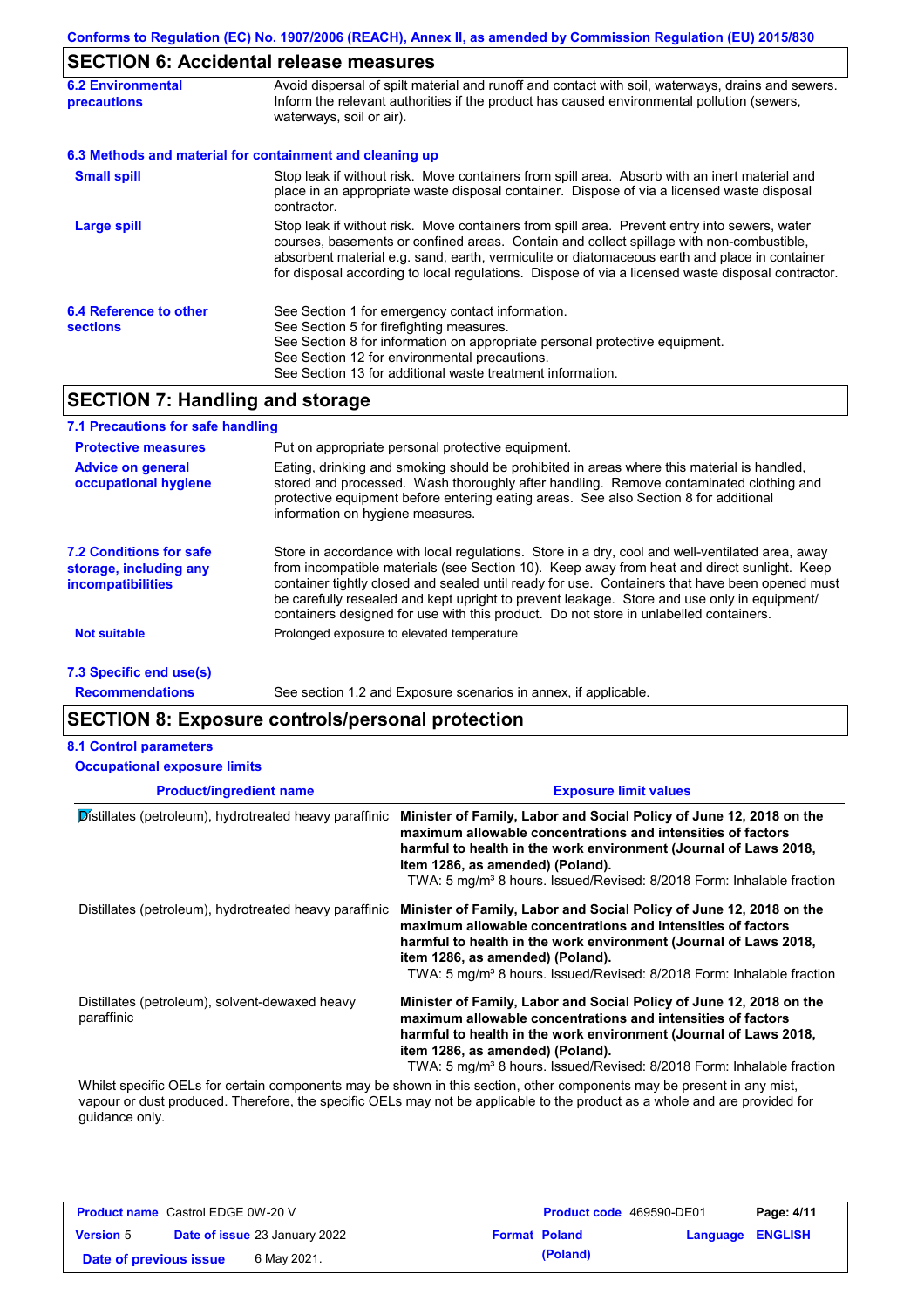Conforms to Regulation (EC) No. 1907/2006 (REACH), Annex II, as amended by Commission Regulation (EU) 2015/830

## SECTION 6: Accidental release measures

**6.2 Environmental precautions**

Avoid dispersal of spilt material and runoff and contact with soil, waterways, drains and sewers. Inform the relevant authorities if the product has caused environmental pollution (sewers, waterways, soil or air).

**6.3 Methods and material for containment and cleaning up**

**Small spill**

Stop leak if without risk. Move containers from spill area. Absorb with an inert material and place in an appropriate waste disposal container. Dispose of via a licensed waste disposal contractor.

**Large spill**

Stop leak if without risk. Move containers from spill area. Prevent entry into sewers, water courses, basements or confined areas. Contain and collect spillage with non-combustible, absorbent material e.g. sand, earth, vermiculite or diatomaceous earth and place in container for disposal according to local regulations. Dispose of via a licensed waste disposal contractor.

**6.4 Reference to other sections**

See Section 1 for emergency contact information.
See Section 5 for firefighting measures.
See Section 8 for information on appropriate personal protective equipment.
See Section 12 for environmental precautions.
See Section 13 for additional waste treatment information.

## SECTION 7: Handling and storage

**7.1 Precautions for safe handling**

**Protective measures**

Put on appropriate personal protective equipment.

**Advice on general occupational hygiene**

Eating, drinking and smoking should be prohibited in areas where this material is handled, stored and processed. Wash thoroughly after handling. Remove contaminated clothing and protective equipment before entering eating areas. See also Section 8 for additional information on hygiene measures.

**7.2 Conditions for safe storage, including any incompatibilities**

Store in accordance with local regulations. Store in a dry, cool and well-ventilated area, away from incompatible materials (see Section 10). Keep away from heat and direct sunlight. Keep container tightly closed and sealed until ready for use. Containers that have been opened must be carefully resealed and kept upright to prevent leakage. Store and use only in equipment/ containers designed for use with this product. Do not store in unlabelled containers.

**Not suitable**

Prolonged exposure to elevated temperature

**7.3 Specific end use(s)**

**Recommendations**

See section 1.2 and Exposure scenarios in annex, if applicable.

## SECTION 8: Exposure controls/personal protection

**8.1 Control parameters**

**Occupational exposure limits**

| Product/ingredient name | Exposure limit values |
|---|---|
| Distillates (petroleum), hydrotreated heavy paraffinic | **Minister of Family, Labor and Social Policy of June 12, 2018 on the maximum allowable concentrations and intensities of factors harmful to health in the work environment (Journal of Laws 2018, item 1286, as amended) (Poland).** TWA: 5 mg/m³ 8 hours. Issued/Revised: 8/2018 Form: Inhalable fraction |
| Distillates (petroleum), hydrotreated heavy paraffinic | **Minister of Family, Labor and Social Policy of June 12, 2018 on the maximum allowable concentrations and intensities of factors harmful to health in the work environment (Journal of Laws 2018, item 1286, as amended) (Poland).** TWA: 5 mg/m³ 8 hours. Issued/Revised: 8/2018 Form: Inhalable fraction |
| Distillates (petroleum), solvent-dewaxed heavy paraffinic | **Minister of Family, Labor and Social Policy of June 12, 2018 on the maximum allowable concentrations and intensities of factors harmful to health in the work environment (Journal of Laws 2018, item 1286, as amended) (Poland).** TWA: 5 mg/m³ 8 hours. Issued/Revised: 8/2018 Form: Inhalable fraction |

Whilst specific OELs for certain components may be shown in this section, other components may be present in any mist, vapour or dust produced. Therefore, the specific OELs may not be applicable to the product as a whole and are provided for guidance only.

| **Product name** Castrol EDGE 0W-20 V | **Product code** 469590-DE01 | Page: 4/11 |
|---|---|---|
| **Version** 5 **Date of issue** 23 January 2022 | **Format** Poland (Poland) | **Language** ENGLISH |
| **Date of previous issue** 6 May 2021. | | |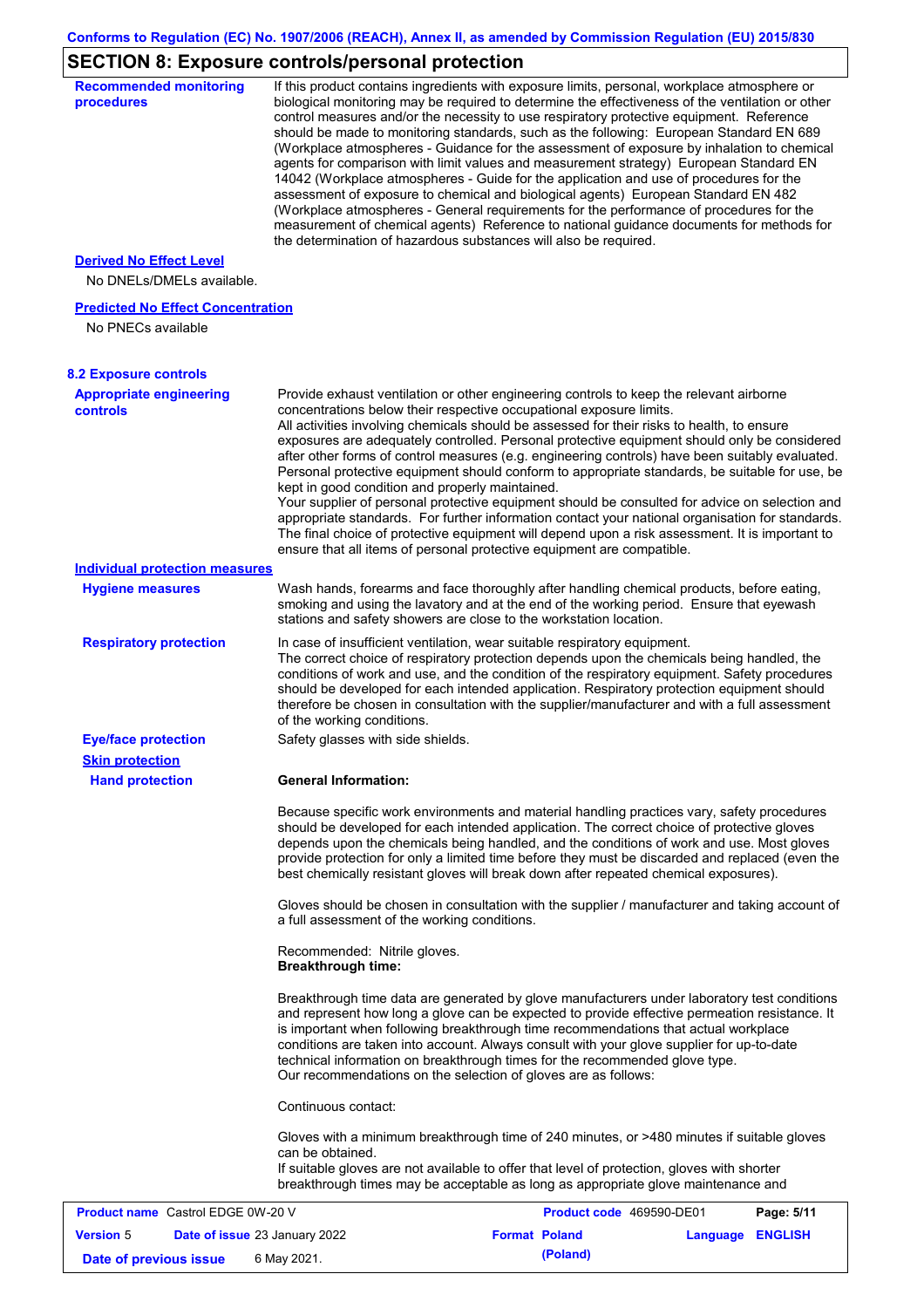## SECTION 8: Exposure controls/personal protection

**Recommended monitoring procedures**

If this product contains ingredients with exposure limits, personal, workplace atmosphere or biological monitoring may be required to determine the effectiveness of the ventilation or other control measures and/or the necessity to use respiratory protective equipment. Reference should be made to monitoring standards, such as the following: European Standard EN 689 (Workplace atmospheres - Guidance for the assessment of exposure by inhalation to chemical agents for comparison with limit values and measurement strategy) European Standard EN 14042 (Workplace atmospheres - Guide for the application and use of procedures for the assessment of exposure to chemical and biological agents) European Standard EN 482 (Workplace atmospheres - General requirements for the performance of procedures for the measurement of chemical agents) Reference to national guidance documents for methods for the determination of hazardous substances will also be required.

**Derived No Effect Level**

No DNELs/DMELs available.

**Predicted No Effect Concentration**

No PNECs available

### 8.2 Exposure controls

**Appropriate engineering controls**

Provide exhaust ventilation or other engineering controls to keep the relevant airborne concentrations below their respective occupational exposure limits.
All activities involving chemicals should be assessed for their risks to health, to ensure exposures are adequately controlled. Personal protective equipment should only be considered after other forms of control measures (e.g. engineering controls) have been suitably evaluated. Personal protective equipment should conform to appropriate standards, be suitable for use, be kept in good condition and properly maintained.
Your supplier of personal protective equipment should be consulted for advice on selection and appropriate standards. For further information contact your national organisation for standards. The final choice of protective equipment will depend upon a risk assessment. It is important to ensure that all items of personal protective equipment are compatible.

**Individual protection measures**

**Hygiene measures**

Wash hands, forearms and face thoroughly after handling chemical products, before eating, smoking and using the lavatory and at the end of the working period. Ensure that eyewash stations and safety showers are close to the workstation location.

**Respiratory protection**

In case of insufficient ventilation, wear suitable respiratory equipment.
The correct choice of respiratory protection depends upon the chemicals being handled, the conditions of work and use, and the condition of the respiratory equipment. Safety procedures should be developed for each intended application. Respiratory protection equipment should therefore be chosen in consultation with the supplier/manufacturer and with a full assessment of the working conditions.

**Eye/face protection**

Safety glasses with side shields.

**Skin protection**

**Hand protection**

**General Information:**

Because specific work environments and material handling practices vary, safety procedures should be developed for each intended application. The correct choice of protective gloves depends upon the chemicals being handled, and the conditions of work and use. Most gloves provide protection for only a limited time before they must be discarded and replaced (even the best chemically resistant gloves will break down after repeated chemical exposures).

Gloves should be chosen in consultation with the supplier / manufacturer and taking account of a full assessment of the working conditions.

Recommended: Nitrile gloves.
**Breakthrough time:**

Breakthrough time data are generated by glove manufacturers under laboratory test conditions and represent how long a glove can be expected to provide effective permeation resistance. It is important when following breakthrough time recommendations that actual workplace conditions are taken into account. Always consult with your glove supplier for up-to-date technical information on breakthrough times for the recommended glove type.
Our recommendations on the selection of gloves are as follows:

Continuous contact:

Gloves with a minimum breakthrough time of 240 minutes, or >480 minutes if suitable gloves can be obtained.
If suitable gloves are not available to offer that level of protection, gloves with shorter breakthrough times may be acceptable as long as appropriate glove maintenance and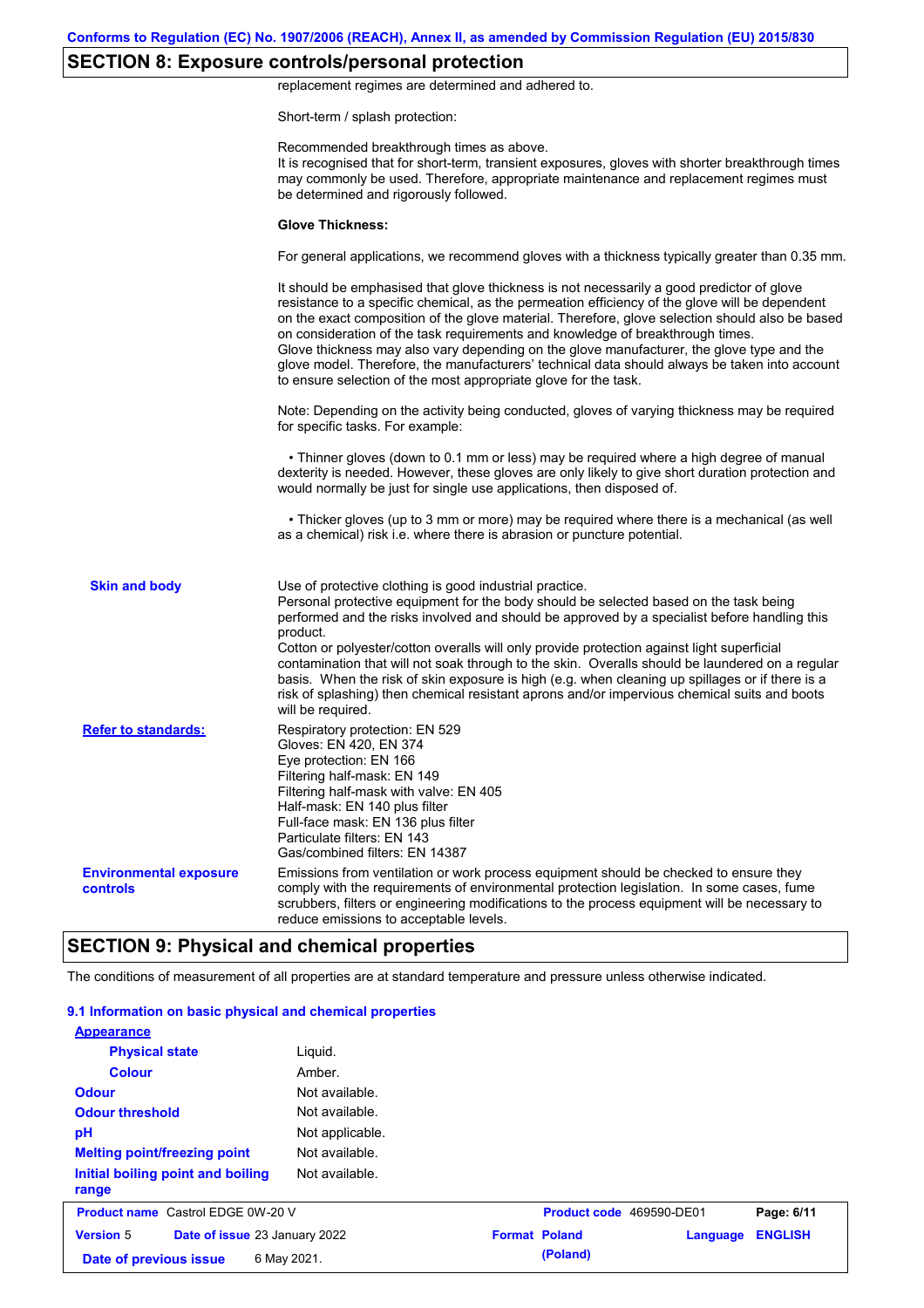## SECTION 8: Exposure controls/personal protection

replacement regimes are determined and adhered to.

Short-term / splash protection:

Recommended breakthrough times as above.
It is recognised that for short-term, transient exposures, gloves with shorter breakthrough times may commonly be used. Therefore, appropriate maintenance and replacement regimes must be determined and rigorously followed.

**Glove Thickness:**

For general applications, we recommend gloves with a thickness typically greater than 0.35 mm.

It should be emphasised that glove thickness is not necessarily a good predictor of glove resistance to a specific chemical, as the permeation efficiency of the glove will be dependent on the exact composition of the glove material. Therefore, glove selection should also be based on consideration of the task requirements and knowledge of breakthrough times.
Glove thickness may also vary depending on the glove manufacturer, the glove type and the glove model. Therefore, the manufacturers' technical data should always be taken into account to ensure selection of the most appropriate glove for the task.

Note: Depending on the activity being conducted, gloves of varying thickness may be required for specific tasks. For example:

- Thinner gloves (down to 0.1 mm or less) may be required where a high degree of manual dexterity is needed. However, these gloves are only likely to give short duration protection and would normally be just for single use applications, then disposed of.

- Thicker gloves (up to 3 mm or more) may be required where there is a mechanical (as well as a chemical) risk i.e. where there is abrasion or puncture potential.

**Skin and body**

Use of protective clothing is good industrial practice.
Personal protective equipment for the body should be selected based on the task being performed and the risks involved and should be approved by a specialist before handling this product.
Cotton or polyester/cotton overalls will only provide protection against light superficial contamination that will not soak through to the skin. Overalls should be laundered on a regular basis. When the risk of skin exposure is high (e.g. when cleaning up spillages or if there is a risk of splashing) then chemical resistant aprons and/or impervious chemical suits and boots will be required.

**Refer to standards:**

Respiratory protection: EN 529
Gloves: EN 420, EN 374
Eye protection: EN 166
Filtering half-mask: EN 149
Filtering half-mask with valve: EN 405
Half-mask: EN 140 plus filter
Full-face mask: EN 136 plus filter
Particulate filters: EN 143
Gas/combined filters: EN 14387

**Environmental exposure controls**

Emissions from ventilation or work process equipment should be checked to ensure they comply with the requirements of environmental protection legislation. In some cases, fume scrubbers, filters or engineering modifications to the process equipment will be necessary to reduce emissions to acceptable levels.

## SECTION 9: Physical and chemical properties

The conditions of measurement of all properties are at standard temperature and pressure unless otherwise indicated.

### 9.1 Information on basic physical and chemical properties

**Appearance**

| | |
|---|---|
| **Physical state** | Liquid. |
| **Colour** | Amber. |
| **Odour** | Not available. |
| **Odour threshold** | Not available. |
| **pH** | Not applicable. |
| **Melting point/freezing point** | Not available. |
| **Initial boiling point and boiling range** | Not available. |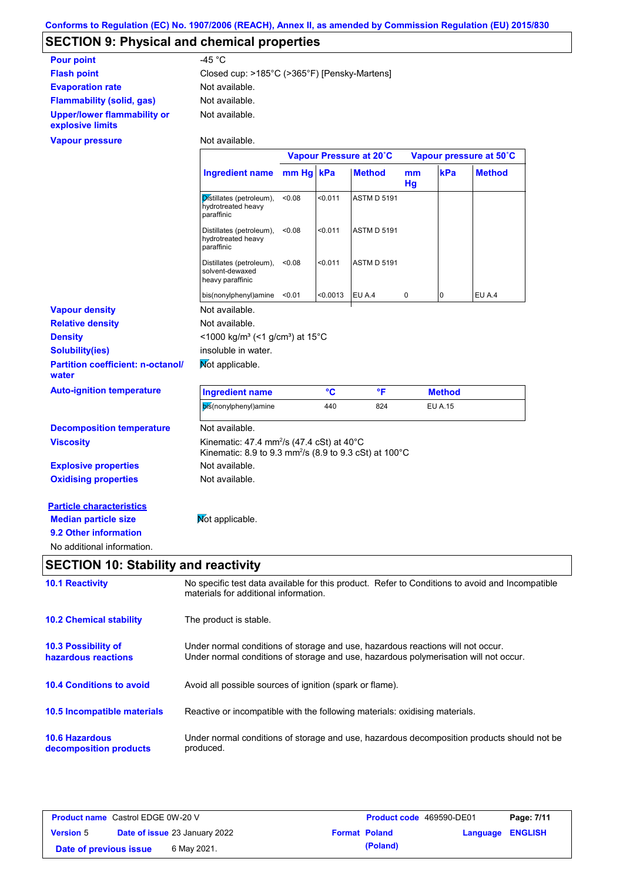Conforms to Regulation (EC) No. 1907/2006 (REACH), Annex II, as amended by Commission Regulation (EU) 2015/830

## SECTION 9: Physical and chemical properties

**Pour point**: -45 °C

**Flash point**: Closed cup: >185°C (>365°F) [Pensky-Martens]

**Evaporation rate**: Not available.

**Flammability (solid, gas)**: Not available.

**Upper/lower flammability or explosive limits**: Not available.

**Vapour pressure**: Not available.

| | Vapour Pressure at 20˚C | | | Vapour pressure at 50˚C | | |
|---|---|---|---|---|---|---|
| **Ingredient name** | **mm Hg** | **kPa** | **Method** | **mm Hg** | **kPa** | **Method** |
| Distillates (petroleum), hydrotreated heavy paraffinic | <0.08 | <0.011 | ASTM D 5191 | | | |
| Distillates (petroleum), hydrotreated heavy paraffinic | <0.08 | <0.011 | ASTM D 5191 | | | |
| Distillates (petroleum), solvent-dewaxed heavy paraffinic | <0.08 | <0.011 | ASTM D 5191 | | | |
| bis(nonylphenyl)amine | <0.01 | <0.0013 | EU A.4 | 0 | 0 | EU A.4 |

**Vapour density**: Not available.

**Relative density**: Not available.

**Density**: <1000 kg/m³ (<1 g/cm³) at 15°C

**Solubility(ies)**: insoluble in water.

**Partition coefficient: n-octanol/water**: Not applicable.

**Auto-ignition temperature**:

| Ingredient name | °C | °F | Method |
|---|---|---|---|
| bis(nonylphenyl)amine | 440 | 824 | EU A.15 |

**Decomposition temperature**: Not available.

**Viscosity**: Kinematic: 47.4 mm²/s (47.4 cSt) at 40°C
Kinematic: 8.9 to 9.3 mm²/s (8.9 to 9.3 cSt) at 100°C

**Explosive properties**: Not available.

**Oxidising properties**: Not available.

**Particle characteristics**

**Median particle size**: Not applicable.

**9.2 Other information**

No additional information.

## SECTION 10: Stability and reactivity

**10.1 Reactivity**: No specific test data available for this product. Refer to Conditions to avoid and Incompatible materials for additional information.

**10.2 Chemical stability**: The product is stable.

**10.3 Possibility of hazardous reactions**: Under normal conditions of storage and use, hazardous reactions will not occur.
Under normal conditions of storage and use, hazardous polymerisation will not occur.

**10.4 Conditions to avoid**: Avoid all possible sources of ignition (spark or flame).

**10.5 Incompatible materials**: Reactive or incompatible with the following materials: oxidising materials.

**10.6 Hazardous decomposition products**: Under normal conditions of storage and use, hazardous decomposition products should not be produced.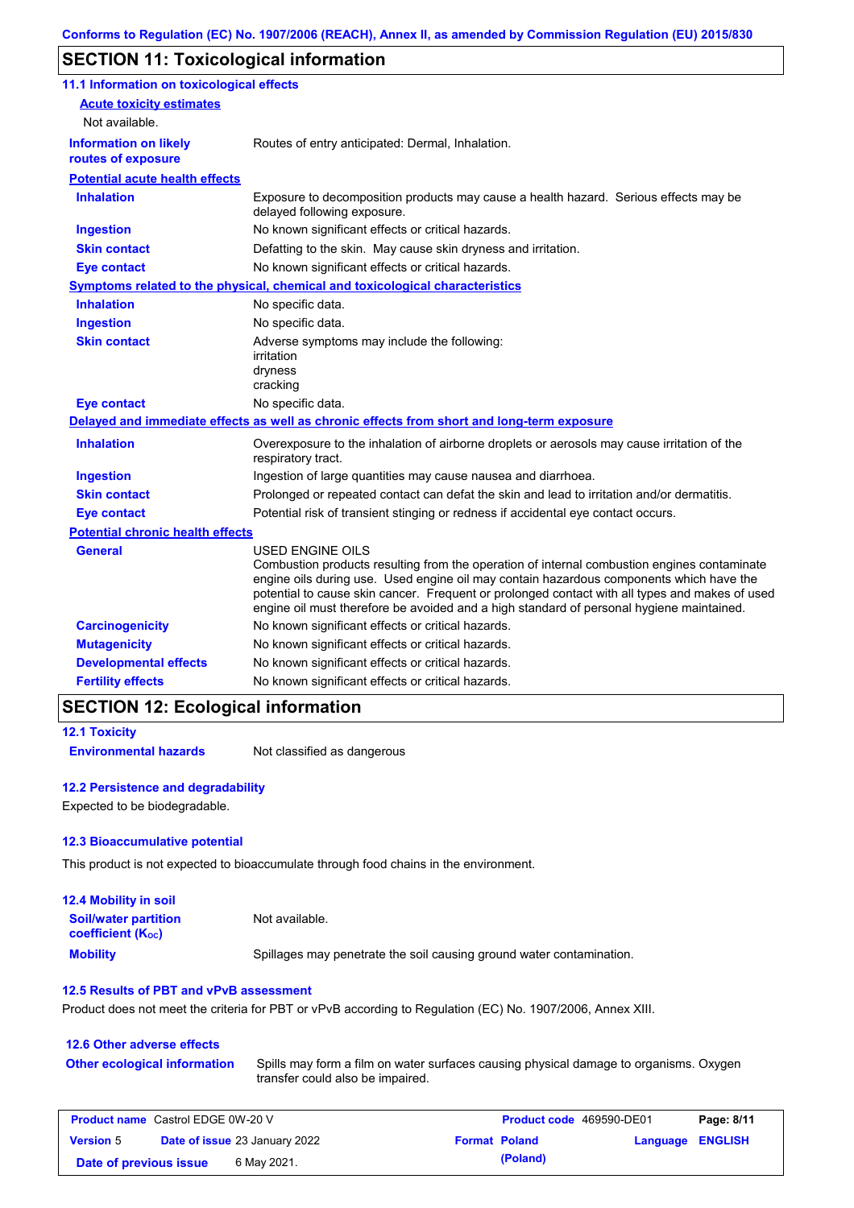Conforms to Regulation (EC) No. 1907/2006 (REACH), Annex II, as amended by Commission Regulation (EU) 2015/830

## SECTION 11: Toxicological information

### 11.1 Information on toxicological effects

**Acute toxicity estimates**

Not available.

| | |
|---|---|
| **Information on likely routes of exposure** | Routes of entry anticipated: Dermal, Inhalation. |

**Potential acute health effects**

| | |
|---|---|
| **Inhalation** | Exposure to decomposition products may cause a health hazard. Serious effects may be delayed following exposure. |
| **Ingestion** | No known significant effects or critical hazards. |
| **Skin contact** | Defatting to the skin. May cause skin dryness and irritation. |
| **Eye contact** | No known significant effects or critical hazards. |

**Symptoms related to the physical, chemical and toxicological characteristics**

| | |
|---|---|
| **Inhalation** | No specific data. |
| **Ingestion** | No specific data. |
| **Skin contact** | Adverse symptoms may include the following:<br>irritation<br>dryness<br>cracking |
| **Eye contact** | No specific data. |

**Delayed and immediate effects as well as chronic effects from short and long-term exposure**

| | |
|---|---|
| **Inhalation** | Overexposure to the inhalation of airborne droplets or aerosols may cause irritation of the respiratory tract. |
| **Ingestion** | Ingestion of large quantities may cause nausea and diarrhoea. |
| **Skin contact** | Prolonged or repeated contact can defat the skin and lead to irritation and/or dermatitis. |
| **Eye contact** | Potential risk of transient stinging or redness if accidental eye contact occurs. |

**Potential chronic health effects**

| | |
|---|---|
| **General** | USED ENGINE OILS<br>Combustion products resulting from the operation of internal combustion engines contaminate engine oils during use. Used engine oil may contain hazardous components which have the potential to cause skin cancer. Frequent or prolonged contact with all types and makes of used engine oil must therefore be avoided and a high standard of personal hygiene maintained. |
| **Carcinogenicity** | No known significant effects or critical hazards. |
| **Mutagenicity** | No known significant effects or critical hazards. |
| **Developmental effects** | No known significant effects or critical hazards. |
| **Fertility effects** | No known significant effects or critical hazards. |

## SECTION 12: Ecological information

### 12.1 Toxicity

| | |
|---|---|
| **Environmental hazards** | Not classified as dangerous |

### 12.2 Persistence and degradability

Expected to be biodegradable.

### 12.3 Bioaccumulative potential

This product is not expected to bioaccumulate through food chains in the environment.

### 12.4 Mobility in soil

| | |
|---|---|
| **Soil/water partition coefficient ($K_{OC}$)** | Not available. |
| **Mobility** | Spillages may penetrate the soil causing ground water contamination. |

### 12.5 Results of PBT and vPvB assessment

Product does not meet the criteria for PBT or vPvB according to Regulation (EC) No. 1907/2006, Annex XIII.

### 12.6 Other adverse effects

| | |
|---|---|
| **Other ecological information** | Spills may form a film on water surfaces causing physical damage to organisms. Oxygen transfer could also be impaired. |

| | | | |
|---|---|---|---|
| **Product name** Castrol EDGE 0W-20 V | | **Product code** 469590-DE01 | |
| **Version** 5 | **Date of issue** 23 January 2022 | **Format** Poland (Poland) | **Language** ENGLISH |
| **Date of previous issue** | 6 May 2021. | | |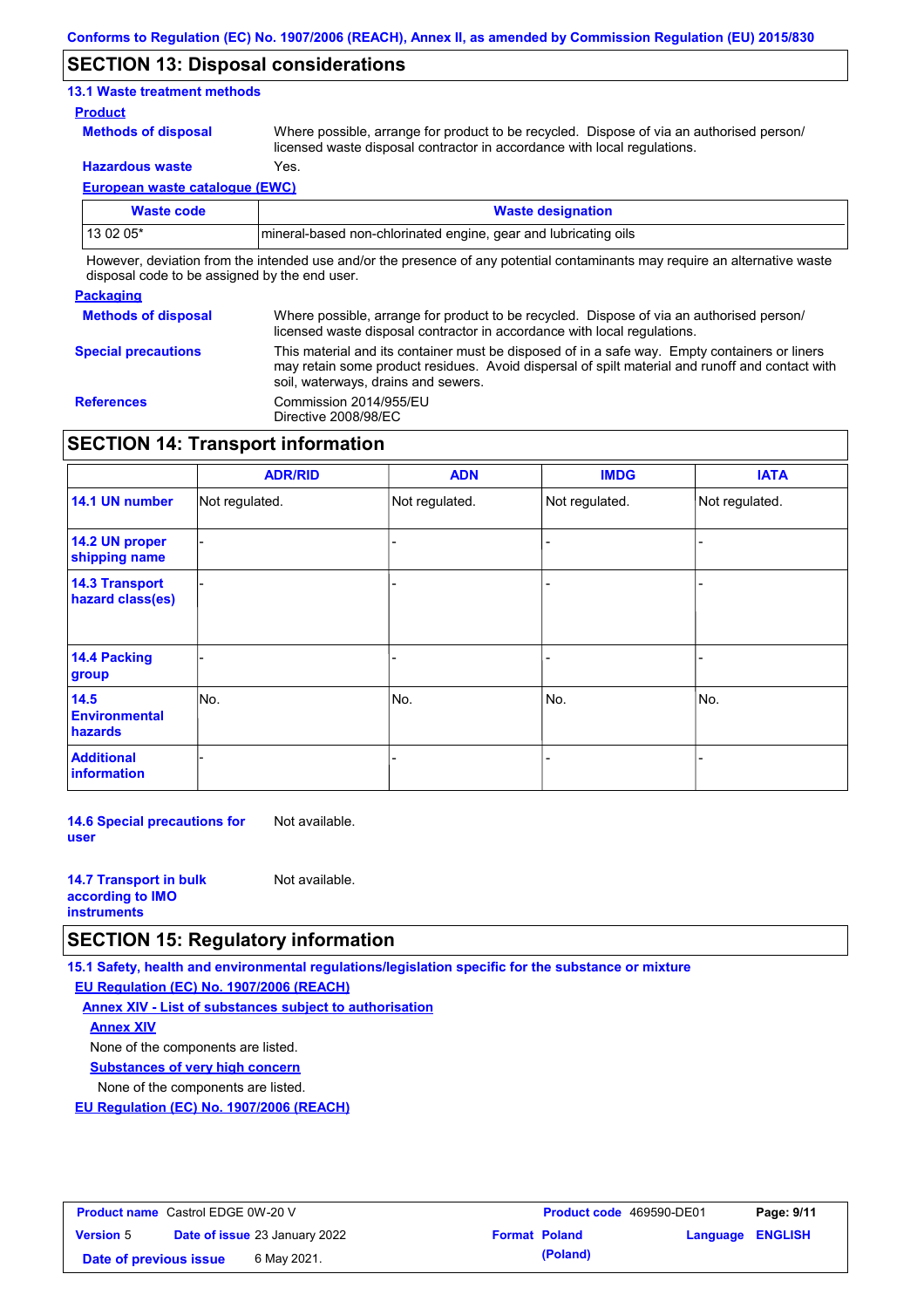## SECTION 13: Disposal considerations

### 13.1 Waste treatment methods

**Product**

**Methods of disposal** Where possible, arrange for product to be recycled. Dispose of via an authorised person/ licensed waste disposal contractor in accordance with local regulations.

**Hazardous waste** Yes.

**European waste catalogue (EWC)**

| Waste code | Waste designation |
| --- | --- |
| 13 02 05* | mineral-based non-chlorinated engine, gear and lubricating oils |

However, deviation from the intended use and/or the presence of any potential contaminants may require an alternative waste disposal code to be assigned by the end user.

**Packaging**

**Methods of disposal** Where possible, arrange for product to be recycled. Dispose of via an authorised person/ licensed waste disposal contractor in accordance with local regulations.

**Special precautions** This material and its container must be disposed of in a safe way. Empty containers or liners may retain some product residues. Avoid dispersal of spilt material and runoff and contact with soil, waterways, drains and sewers.

**References** Commission 2014/955/EU
Directive 2008/98/EC

## SECTION 14: Transport information

| | ADR/RID | ADN | IMDG | IATA |
| --- | --- | --- | --- | --- |
| **14.1 UN number** | Not regulated. | Not regulated. | Not regulated. | Not regulated. |
| **14.2 UN proper shipping name** | - | - | - | - |
| **14.3 Transport hazard class(es)** | - | - | - | - |
| **14.4 Packing group** | - | - | - | - |
| **14.5 Environmental hazards** | No. | No. | No. | No. |
| **Additional information** | - | - | - | - |

**14.6 Special precautions for user** Not available.

**14.7 Transport in bulk according to IMO instruments** Not available.

## SECTION 15: Regulatory information

### 15.1 Safety, health and environmental regulations/legislation specific for the substance or mixture

**EU Regulation (EC) No. 1907/2006 (REACH)**

**Annex XIV - List of substances subject to authorisation**

**Annex XIV**

None of the components are listed.

**Substances of very high concern**

None of the components are listed.

**EU Regulation (EC) No. 1907/2006 (REACH)**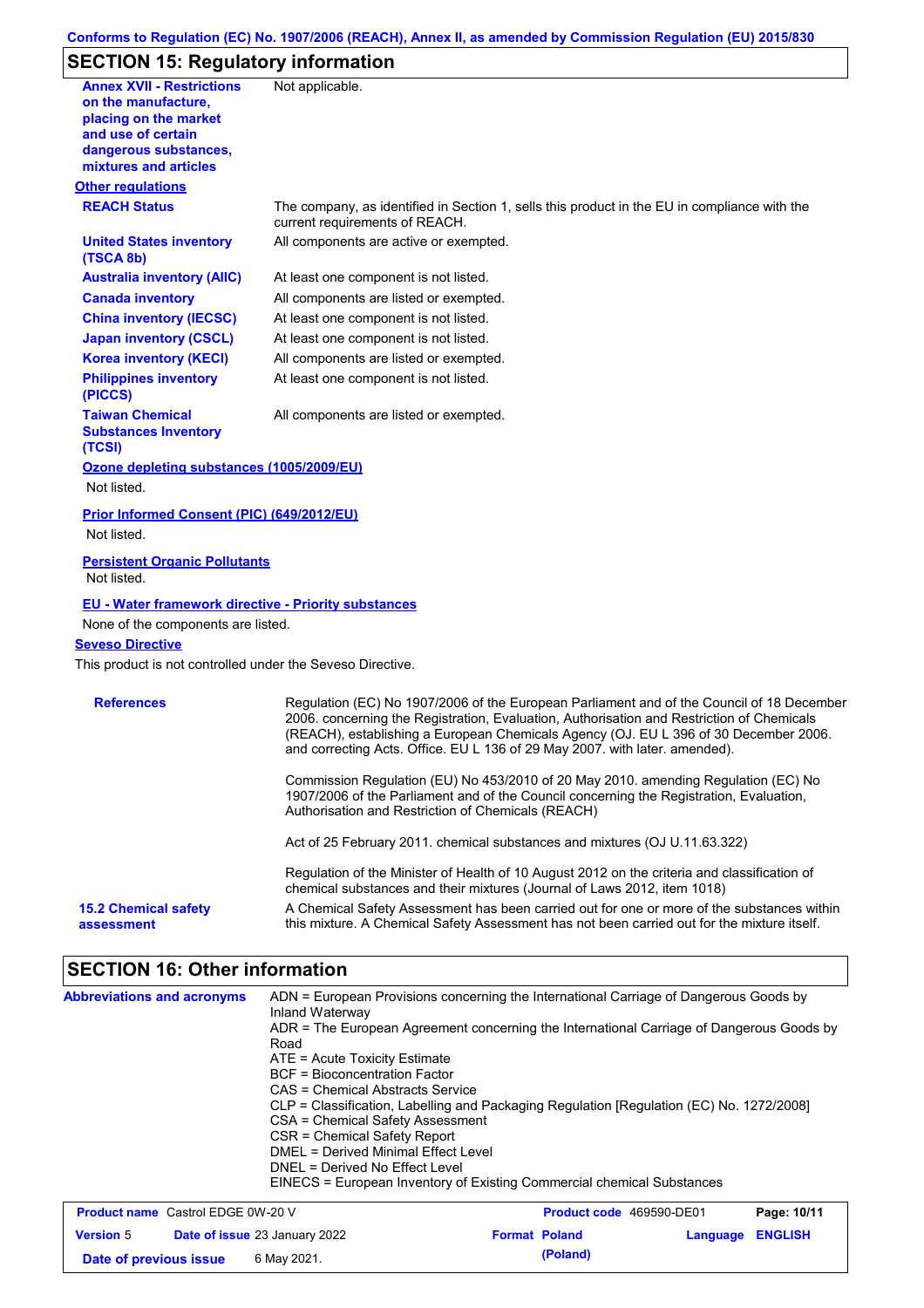## SECTION 15: Regulatory information

| | |
|---|---|
| **Annex XVII - Restrictions on the manufacture, placing on the market and use of certain dangerous substances, mixtures and articles** | Not applicable. |

**Other regulations**

| | |
|---|---|
| **REACH Status** | The company, as identified in Section 1, sells this product in the EU in compliance with the current requirements of REACH. |
| **United States inventory (TSCA 8b)** | All components are active or exempted. |
| **Australia inventory (AIIC)** | At least one component is not listed. |
| **Canada inventory** | All components are listed or exempted. |
| **China inventory (IECSC)** | At least one component is not listed. |
| **Japan inventory (CSCL)** | At least one component is not listed. |
| **Korea inventory (KECI)** | All components are listed or exempted. |
| **Philippines inventory (PICCS)** | At least one component is not listed. |
| **Taiwan Chemical Substances Inventory (TCSI)** | All components are listed or exempted. |

**Ozone depleting substances (1005/2009/EU)**

Not listed.

**Prior Informed Consent (PIC) (649/2012/EU)**

Not listed.

**Persistent Organic Pollutants**

Not listed.

**EU - Water framework directive - Priority substances**

None of the components are listed.

**Seveso Directive**

This product is not controlled under the Seveso Directive.

**References**

Regulation (EC) No 1907/2006 of the European Parliament and of the Council of 18 December 2006. concerning the Registration, Evaluation, Authorisation and Restriction of Chemicals (REACH), establishing a European Chemicals Agency (OJ. EU L 396 of 30 December 2006. and correcting Acts. Office. EU L 136 of 29 May 2007. with later. amended).

Commission Regulation (EU) No 453/2010 of 20 May 2010. amending Regulation (EC) No 1907/2006 of the Parliament and of the Council concerning the Registration, Evaluation, Authorisation and Restriction of Chemicals (REACH)

Act of 25 February 2011. chemical substances and mixtures (OJ U.11.63.322)

Regulation of the Minister of Health of 10 August 2012 on the criteria and classification of chemical substances and their mixtures (Journal of Laws 2012, item 1018)

**15.2 Chemical safety assessment**

A Chemical Safety Assessment has been carried out for one or more of the substances within this mixture. A Chemical Safety Assessment has not been carried out for the mixture itself.

## SECTION 16: Other information

**Abbreviations and acronyms**

ADN = European Provisions concerning the International Carriage of Dangerous Goods by Inland Waterway
ADR = The European Agreement concerning the International Carriage of Dangerous Goods by Road
ATE = Acute Toxicity Estimate
BCF = Bioconcentration Factor
CAS = Chemical Abstracts Service
CLP = Classification, Labelling and Packaging Regulation [Regulation (EC) No. 1272/2008]
CSA = Chemical Safety Assessment
CSR = Chemical Safety Report
DMEL = Derived Minimal Effect Level
DNEL = Derived No Effect Level
EINECS = European Inventory of Existing Commercial chemical Substances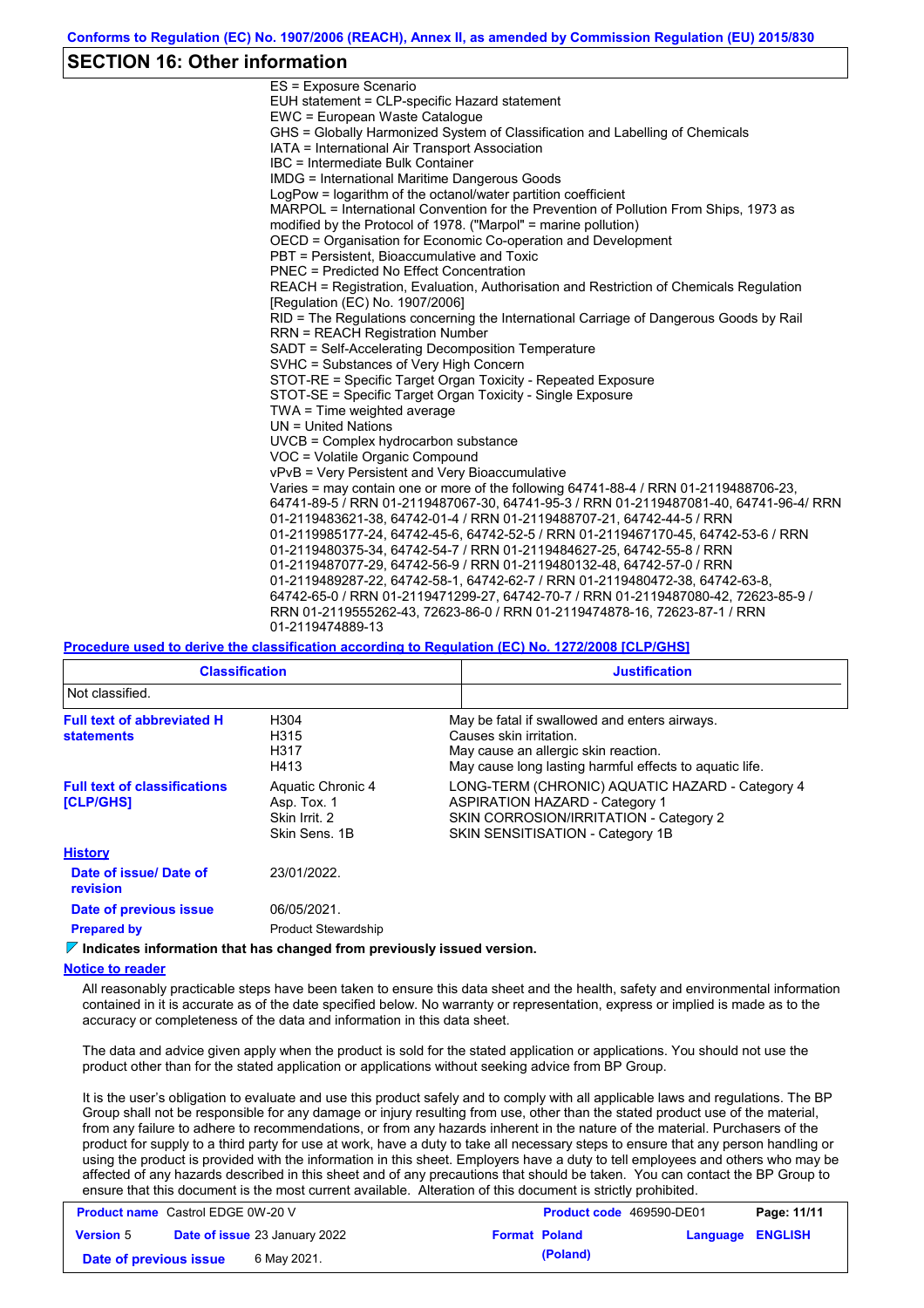## SECTION 16: Other information

ES = Exposure Scenario
EUH statement = CLP-specific Hazard statement
EWC = European Waste Catalogue
GHS = Globally Harmonized System of Classification and Labelling of Chemicals
IATA = International Air Transport Association
IBC = Intermediate Bulk Container
IMDG = International Maritime Dangerous Goods
LogPow = logarithm of the octanol/water partition coefficient
MARPOL = International Convention for the Prevention of Pollution From Ships, 1973 as modified by the Protocol of 1978. ("Marpol" = marine pollution)
OECD = Organisation for Economic Co-operation and Development
PBT = Persistent, Bioaccumulative and Toxic
PNEC = Predicted No Effect Concentration
REACH = Registration, Evaluation, Authorisation and Restriction of Chemicals Regulation [Regulation (EC) No. 1907/2006]
RID = The Regulations concerning the International Carriage of Dangerous Goods by Rail
RRN = REACH Registration Number
SADT = Self-Accelerating Decomposition Temperature
SVHC = Substances of Very High Concern
STOT-RE = Specific Target Organ Toxicity - Repeated Exposure
STOT-SE = Specific Target Organ Toxicity - Single Exposure
TWA = Time weighted average
UN = United Nations
UVCB = Complex hydrocarbon substance
VOC = Volatile Organic Compound
vPvB = Very Persistent and Very Bioaccumulative
Varies = may contain one or more of the following 64741-88-4 / RRN 01-2119488706-23, 64741-89-5 / RRN 01-2119487067-30, 64741-95-3 / RRN 01-2119487081-40, 64741-96-4/ RRN 01-2119483621-38, 64742-01-4 / RRN 01-2119488707-21, 64742-44-5 / RRN 01-2119985177-24, 64742-45-6, 64742-52-5 / RRN 01-2119467170-45, 64742-53-6 / RRN 01-2119480375-34, 64742-54-7 / RRN 01-2119484627-25, 64742-55-8 / RRN 01-2119487077-29, 64742-56-9 / RRN 01-2119480132-48, 64742-57-0 / RRN 01-2119489287-22, 64742-58-1, 64742-62-7 / RRN 01-2119480472-38, 64742-63-8, 64742-65-0 / RRN 01-2119471299-27, 64742-70-7 / RRN 01-2119487080-42, 72623-85-9 / RRN 01-2119555262-43, 72623-86-0 / RRN 01-2119474878-16, 72623-87-1 / RRN 01-2119474889-13

**Procedure used to derive the classification according to Regulation (EC) No. 1272/2008 [CLP/GHS]**

| Classification | Justification |
|---|---|
| Not classified. | |

**Full text of abbreviated H statements**

| | |
|---|---|
| H304 | May be fatal if swallowed and enters airways. |
| H315 | Causes skin irritation. |
| H317 | May cause an allergic skin reaction. |
| H413 | May cause long lasting harmful effects to aquatic life. |

**Full text of classifications [CLP/GHS]**

| | |
|---|---|
| Aquatic Chronic 4 | LONG-TERM (CHRONIC) AQUATIC HAZARD - Category 4 |
| Asp. Tox. 1 | ASPIRATION HAZARD - Category 1 |
| Skin Irrit. 2 | SKIN CORROSION/IRRITATION - Category 2 |
| Skin Sens. 1B | SKIN SENSITISATION - Category 1B |

**History**

**Date of issue/ Date of revision:** 23/01/2022.

**Date of previous issue:** 06/05/2021.

**Prepared by:** Product Stewardship

**Indicates information that has changed from previously issued version.**

**Notice to reader**

All reasonably practicable steps have been taken to ensure this data sheet and the health, safety and environmental information contained in it is accurate as of the date specified below. No warranty or representation, express or implied is made as to the accuracy or completeness of the data and information in this data sheet.

The data and advice given apply when the product is sold for the stated application or applications. You should not use the product other than for the stated application or applications without seeking advice from BP Group.

It is the user's obligation to evaluate and use this product safely and to comply with all applicable laws and regulations. The BP Group shall not be responsible for any damage or injury resulting from use, other than the stated product use of the material, from any failure to adhere to recommendations, or from any hazards inherent in the nature of the material. Purchasers of the product for supply to a third party for use at work, have a duty to take all necessary steps to ensure that any person handling or using the product is provided with the information in this sheet. Employers have a duty to tell employees and others who may be affected of any hazards described in this sheet and of any precautions that should be taken. You can contact the BP Group to ensure that this document is the most current available. Alteration of this document is strictly prohibited.